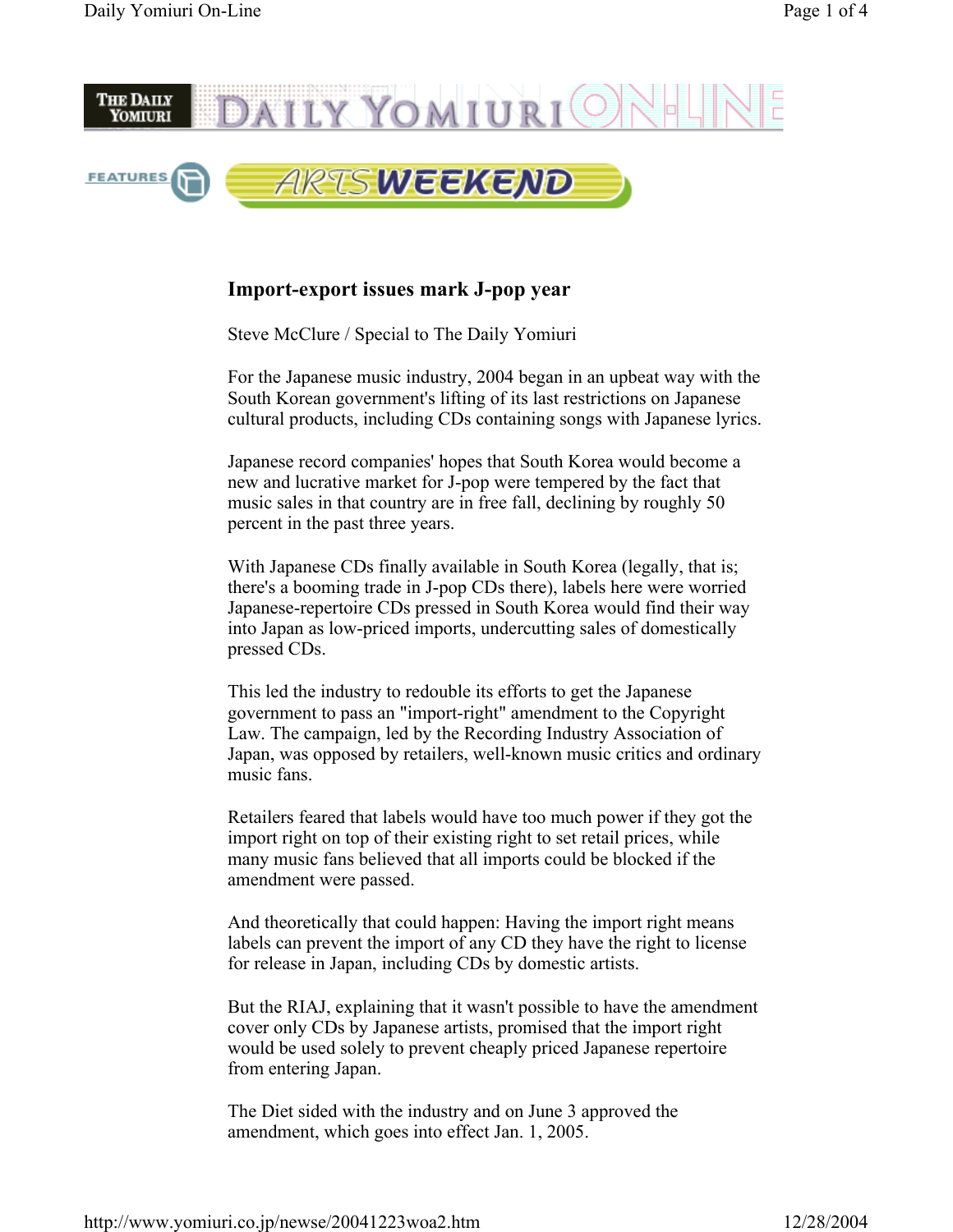# Import-export issues mark J-pop year

Steve McClure / Special to The Daily Yomiuri

For the Japanese music industry, 2004 began in an upbeat way with the South Korean government's lifting of its last restrictions on Japanese cultural products, including CDs containing songs with Japanese lyrics.

Japanese record companies' hopes that South Korea would become a new and lucrative market for J-pop were tempered by the fact that music sales in that country are in free fall, declining by roughly 50 percent in the past three years.

With Japanese CDs finally available in South Korea (legally, that is; there's a booming trade in J-pop CDs there), labels here were worried Japanese-repertoire CDs pressed in South Korea would find their way into Japan as low-priced imports, undercutting sales of domestically pressed CDs.

This led the industry to redouble its efforts to get the Japanese government to pass an "import-right" amendment to the Copyright Law. The campaign, led by the Recording Industry Association of Japan, was opposed by retailers, well-known music critics and ordinary music fans.

Retailers feared that labels would have too much power if they got the import right on top of their existing right to set retail prices, while many music fans believed that all imports could be blocked if the amendment were passed.

And theoretically that could happen: Having the import right means labels can prevent the import of any CD they have the right to license for release in Japan, including CDs by domestic artists.

But the RIAJ, explaining that it wasn't possible to have the amendment cover only CDs by Japanese artists, promised that the import right would be used solely to prevent cheaply priced Japanese repertoire from entering Japan.

The Diet sided with the industry and on June 3 approved the amendment, which goes into effect Jan. 1, 2005.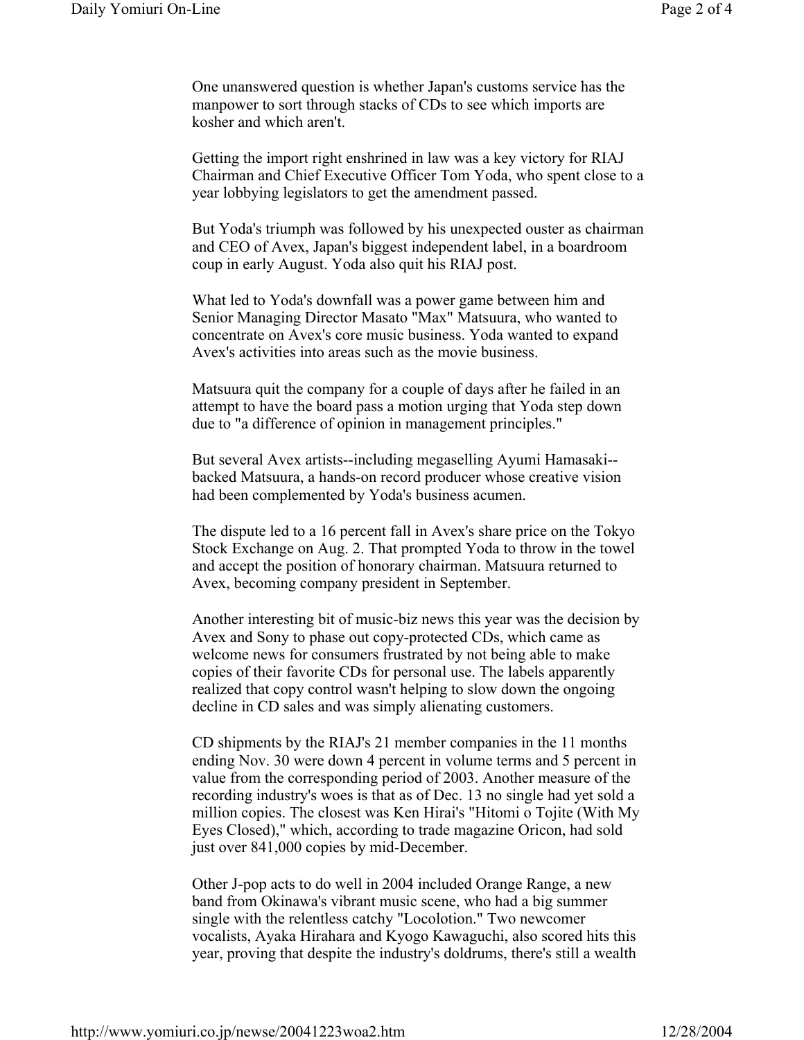One unanswered question is whether Japan's customs service has the manpower to sort through stacks of CDs to see which imports are kosher and which aren't.

Getting the import right enshrined in law was a key victory for RIAJ Chairman and Chief Executive Officer Tom Yoda, who spent close to a year lobbying legislators to get the amendment passed.

But Yoda's triumph was followed by his unexpected ouster as chairman and CEO of Avex, Japan's biggest independent label, in a boardroom coup in early August. Yoda also quit his RIAJ post.

What led to Yoda's downfall was a power game between him and Senior Managing Director Masato "Max" Matsuura, who wanted to concentrate on Avex's core music business. Yoda wanted to expand Avex's activities into areas such as the movie business.

Matsuura quit the company for a couple of days after he failed in an attempt to have the board pass a motion urging that Yoda step down due to "a difference of opinion in management principles."

But several Avex artists--including megaselling Ayumi Hamasaki--backed Matsuura, a hands-on record producer whose creative vision had been complemented by Yoda's business acumen.

The dispute led to a 16 percent fall in Avex's share price on the Tokyo Stock Exchange on Aug. 2. That prompted Yoda to throw in the towel and accept the position of honorary chairman. Matsuura returned to Avex, becoming company president in September.

Another interesting bit of music-biz news this year was the decision by Avex and Sony to phase out copy-protected CDs, which came as welcome news for consumers frustrated by not being able to make copies of their favorite CDs for personal use. The labels apparently realized that copy control wasn't helping to slow down the ongoing decline in CD sales and was simply alienating customers.

CD shipments by the RIAJ's 21 member companies in the 11 months ending Nov. 30 were down 4 percent in volume terms and 5 percent in value from the corresponding period of 2003. Another measure of the recording industry's woes is that as of Dec. 13 no single had yet sold a million copies. The closest was Ken Hirai's "Hitomi o Tojite (With My Eyes Closed)," which, according to trade magazine Oricon, had sold just over 841,000 copies by mid-December.

Other J-pop acts to do well in 2004 included Orange Range, a new band from Okinawa's vibrant music scene, who had a big summer single with the relentless catchy "Locolotion." Two newcomer vocalists, Ayaka Hirahara and Kyogo Kawaguchi, also scored hits this year, proving that despite the industry's doldrums, there's still a wealth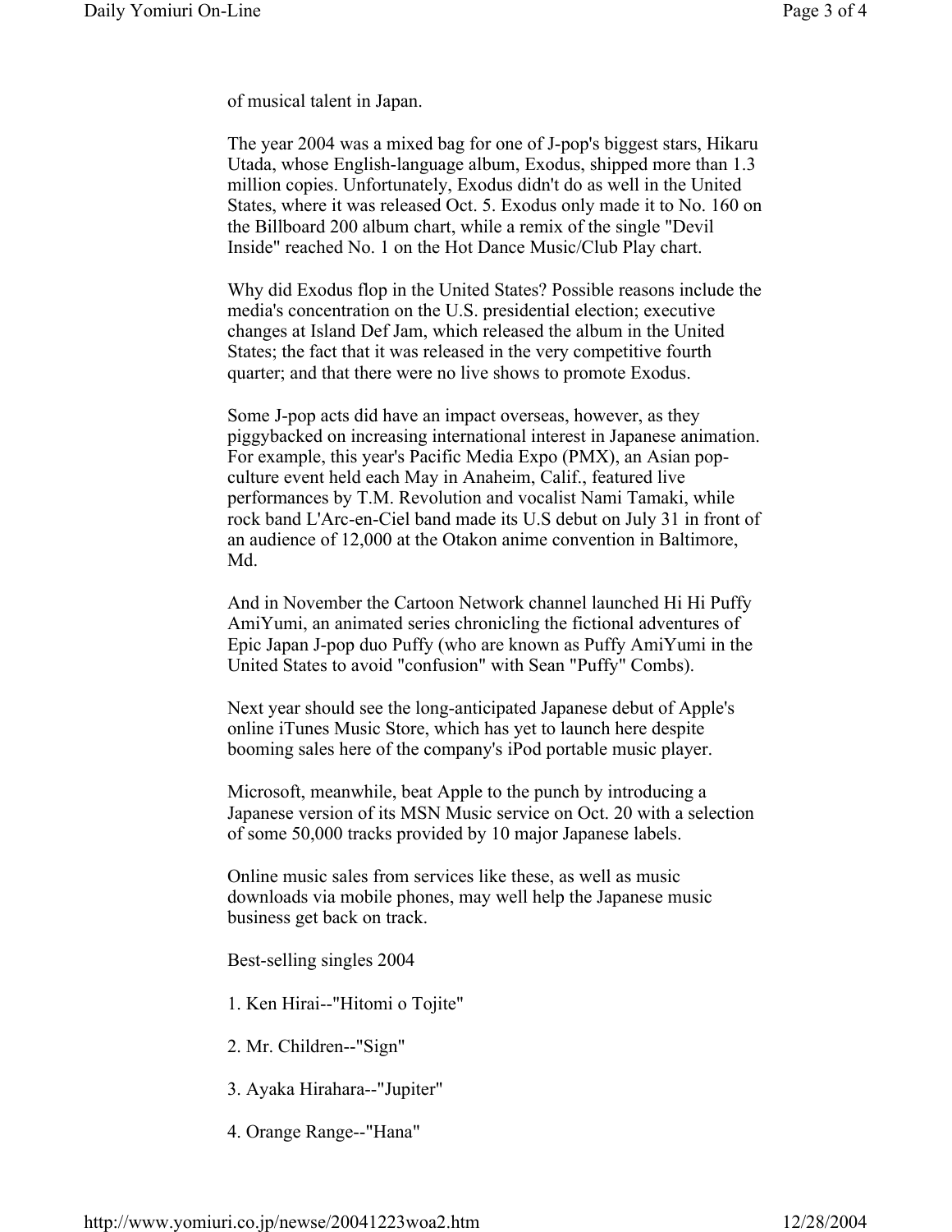of musical talent in Japan.

The year 2004 was a mixed bag for one of J-pop's biggest stars, Hikaru Utada, whose English-language album, Exodus, shipped more than 1.3 million copies. Unfortunately, Exodus didn't do as well in the United States, where it was released Oct. 5. Exodus only made it to No. 160 on the Billboard 200 album chart, while a remix of the single "Devil Inside" reached No. 1 on the Hot Dance Music/Club Play chart.

Why did Exodus flop in the United States? Possible reasons include the media's concentration on the U.S. presidential election; executive changes at Island Def Jam, which released the album in the United States; the fact that it was released in the very competitive fourth quarter; and that there were no live shows to promote Exodus.

Some J-pop acts did have an impact overseas, however, as they piggybacked on increasing international interest in Japanese animation. For example, this year's Pacific Media Expo (PMX), an Asian pop-culture event held each May in Anaheim, Calif., featured live performances by T.M. Revolution and vocalist Nami Tamaki, while rock band L'Arc-en-Ciel band made its U.S debut on July 31 in front of an audience of 12,000 at the Otakon anime convention in Baltimore, Md.

And in November the Cartoon Network channel launched Hi Hi Puffy AmiYumi, an animated series chronicling the fictional adventures of Epic Japan J-pop duo Puffy (who are known as Puffy AmiYumi in the United States to avoid "confusion" with Sean "Puffy" Combs).

Next year should see the long-anticipated Japanese debut of Apple's online iTunes Music Store, which has yet to launch here despite booming sales here of the company's iPod portable music player.

Microsoft, meanwhile, beat Apple to the punch by introducing a Japanese version of its MSN Music service on Oct. 20 with a selection of some 50,000 tracks provided by 10 major Japanese labels.

Online music sales from services like these, as well as music downloads via mobile phones, may well help the Japanese music business get back on track.

Best-selling singles 2004

1. Ken Hirai--"Hitomi o Tojite"

2. Mr. Children--"Sign"

3. Ayaka Hirahara--"Jupiter"

4. Orange Range--"Hana"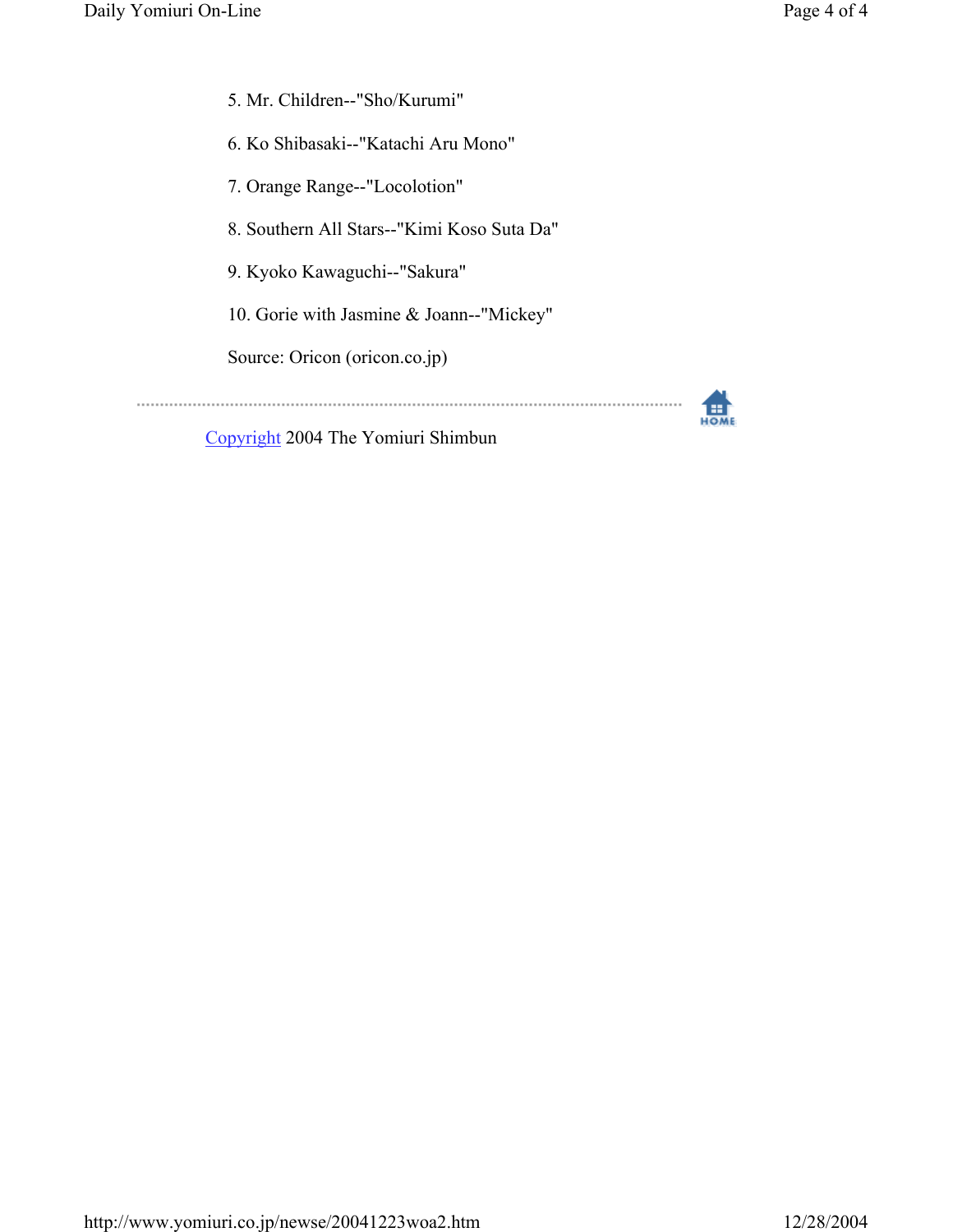5. Mr. Children--"Sho/Kurumi"

6. Ko Shibasaki--"Katachi Aru Mono"

7. Orange Range--"Locolotion"

8. Southern All Stars--"Kimi Koso Suta Da"

9. Kyoko Kawaguchi--"Sakura"

10. Gorie with Jasmine & Joann--"Mickey"

Source: Oricon (oricon.co.jp)

---

Copyright 2004 The Yomiuri Shimbun